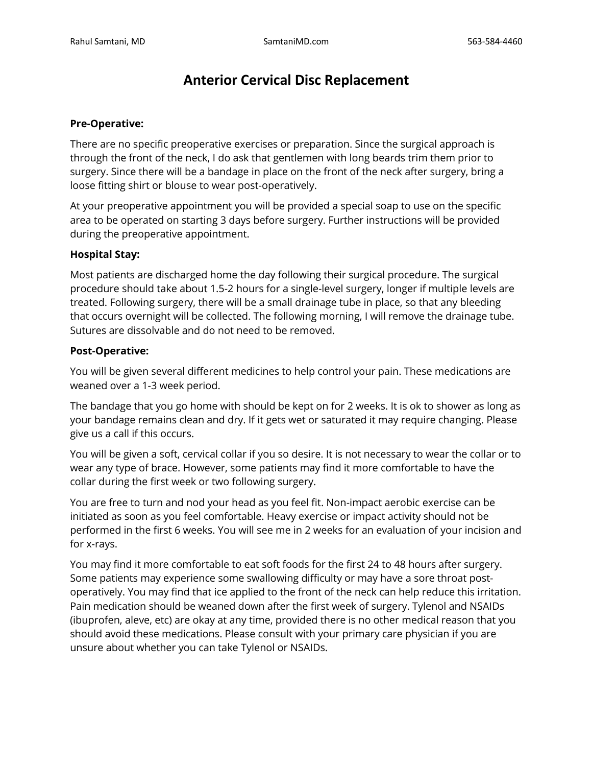# Anterior Cervical Disc Replacement

**Pre-Operative:**

There are no specific preoperative exercises or preparation. Since the surgical approach is through the front of the neck, I do ask that gentlemen with long beards trim them prior to surgery. Since there will be a bandage in place on the front of the neck after surgery, bring a loose fitting shirt or blouse to wear post-operatively.

At your preoperative appointment you will be provided a special soap to use on the specific area to be operated on starting 3 days before surgery. Further instructions will be provided during the preoperative appointment.

**Hospital Stay:**

Most patients are discharged home the day following their surgical procedure. The surgical procedure should take about 1.5-2 hours for a single-level surgery, longer if multiple levels are treated. Following surgery, there will be a small drainage tube in place, so that any bleeding that occurs overnight will be collected. The following morning, I will remove the drainage tube. Sutures are dissolvable and do not need to be removed.

**Post-Operative:**

You will be given several different medicines to help control your pain. These medications are weaned over a 1-3 week period.

The bandage that you go home with should be kept on for 2 weeks. It is ok to shower as long as your bandage remains clean and dry. If it gets wet or saturated it may require changing. Please give us a call if this occurs.

You will be given a soft, cervical collar if you so desire. It is not necessary to wear the collar or to wear any type of brace. However, some patients may find it more comfortable to have the collar during the first week or two following surgery.

You are free to turn and nod your head as you feel fit. Non-impact aerobic exercise can be initiated as soon as you feel comfortable. Heavy exercise or impact activity should not be performed in the first 6 weeks. You will see me in 2 weeks for an evaluation of your incision and for x-rays.

You may find it more comfortable to eat soft foods for the first 24 to 48 hours after surgery. Some patients may experience some swallowing difficulty or may have a sore throat post-operatively. You may find that ice applied to the front of the neck can help reduce this irritation. Pain medication should be weaned down after the first week of surgery. Tylenol and NSAIDs (ibuprofen, aleve, etc) are okay at any time, provided there is no other medical reason that you should avoid these medications. Please consult with your primary care physician if you are unsure about whether you can take Tylenol or NSAIDs.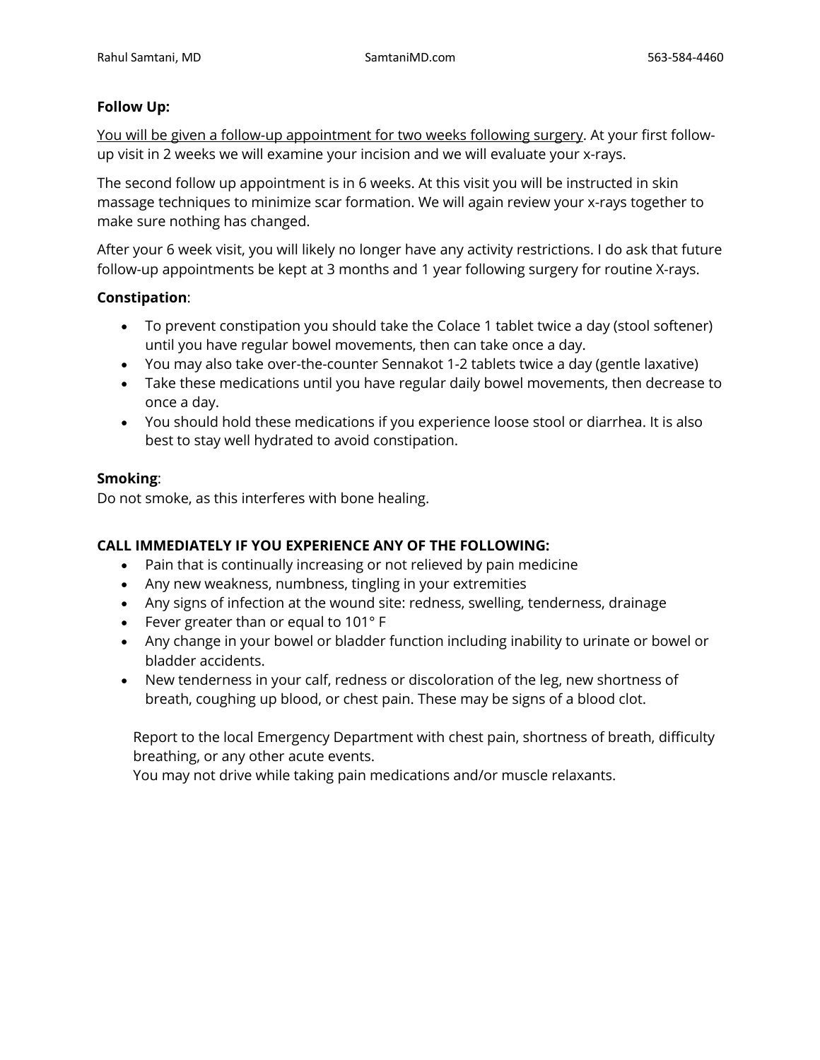**Follow Up:**

You will be given a follow-up appointment for two weeks following surgery. At your first follow-up visit in 2 weeks we will examine your incision and we will evaluate your x-rays.

The second follow up appointment is in 6 weeks. At this visit you will be instructed in skin massage techniques to minimize scar formation. We will again review your x-rays together to make sure nothing has changed.

After your 6 week visit, you will likely no longer have any activity restrictions. I do ask that future follow-up appointments be kept at 3 months and 1 year following surgery for routine X-rays.

**Constipation**:

- To prevent constipation you should take the Colace 1 tablet twice a day (stool softener) until you have regular bowel movements, then can take once a day.
- You may also take over-the-counter Sennakot 1-2 tablets twice a day (gentle laxative)
- Take these medications until you have regular daily bowel movements, then decrease to once a day.
- You should hold these medications if you experience loose stool or diarrhea. It is also best to stay well hydrated to avoid constipation.

**Smoking**:
Do not smoke, as this interferes with bone healing.

**CALL IMMEDIATELY IF YOU EXPERIENCE ANY OF THE FOLLOWING:**

- Pain that is continually increasing or not relieved by pain medicine
- Any new weakness, numbness, tingling in your extremities
- Any signs of infection at the wound site: redness, swelling, tenderness, drainage
- Fever greater than or equal to 101° F
- Any change in your bowel or bladder function including inability to urinate or bowel or bladder accidents.
- New tenderness in your calf, redness or discoloration of the leg, new shortness of breath, coughing up blood, or chest pain. These may be signs of a blood clot.

Report to the local Emergency Department with chest pain, shortness of breath, difficulty breathing, or any other acute events.
You may not drive while taking pain medications and/or muscle relaxants.